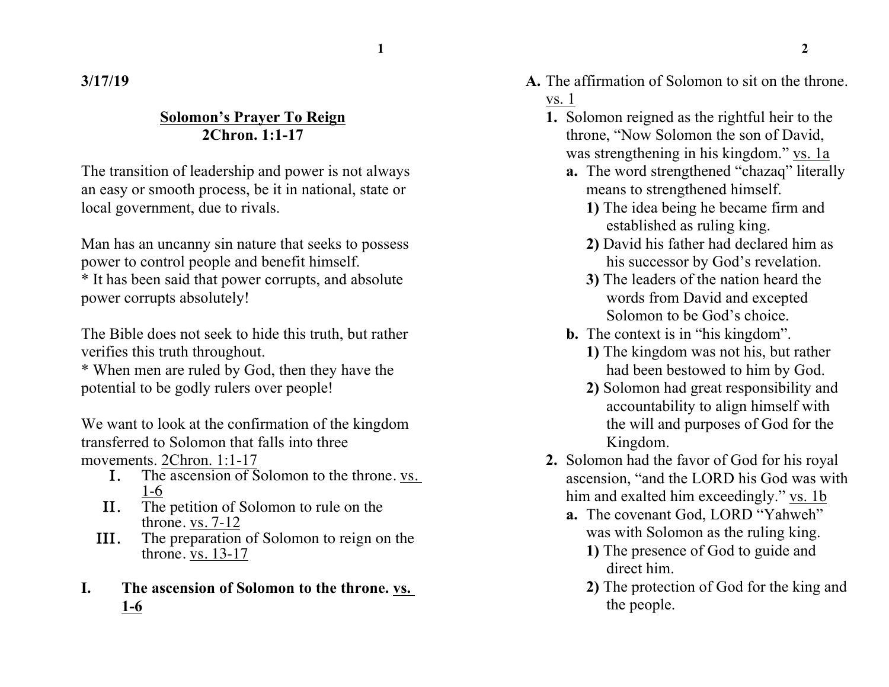**3/17/19**

## Solomon's Prayer To Reign
## 2Chron. 1:1-17

The transition of leadership and power is not always an easy or smooth process, be it in national, state or local government, due to rivals.

Man has an uncanny sin nature that seeks to possess power to control people and benefit himself.
* It has been said that power corrupts, and absolute power corrupts absolutely!

The Bible does not seek to hide this truth, but rather verifies this truth throughout.
* When men are ruled by God, then they have the potential to be godly rulers over people!

We want to look at the confirmation of the kingdom transferred to Solomon that falls into three movements. <u>2Chron. 1:1-17</u>

I. The ascension of Solomon to the throne. <u>vs. 1-6</u>
II. The petition of Solomon to rule on the throne. <u>vs. 7-12</u>
III. The preparation of Solomon to reign on the throne. <u>vs. 13-17</u>

### I. The ascension of Solomon to the throne. <u>vs. 1-6</u>

**A.** The affirmation of Solomon to sit on the throne. <u>vs. 1</u>

**1.** Solomon reigned as the rightful heir to the throne, "Now Solomon the son of David, was strengthening in his kingdom." <u>vs. 1a</u>

- **a.** The word strengthened "chazaq" literally means to strengthened himself.
  - **1)** The idea being he became firm and established as ruling king.
  - **2)** David his father had declared him as his successor by God's revelation.
  - **3)** The leaders of the nation heard the words from David and excepted Solomon to be God's choice.
- **b.** The context is in "his kingdom".
  - **1)** The kingdom was not his, but rather had been bestowed to him by God.
  - **2)** Solomon had great responsibility and accountability to align himself with the will and purposes of God for the Kingdom.

**2.** Solomon had the favor of God for his royal ascension, "and the LORD his God was with him and exalted him exceedingly." <u>vs. 1b</u>

- **a.** The covenant God, LORD "Yahweh" was with Solomon as the ruling king.
  - **1)** The presence of God to guide and direct him.
  - **2)** The protection of God for the king and the people.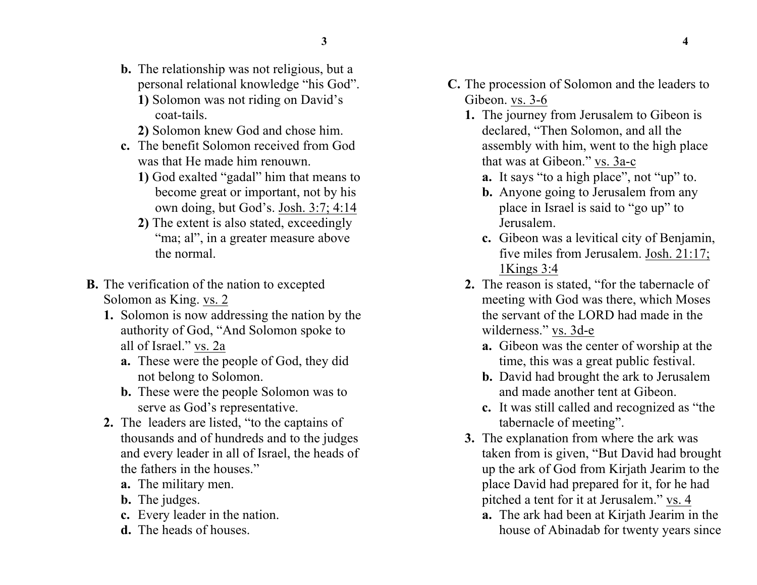**b.** The relationship was not religious, but a personal relational knowledge "his God".

**1)** Solomon was not riding on David's coat-tails.

**2)** Solomon knew God and chose him.

**c.** The benefit Solomon received from God was that He made him renouwn.

**1)** God exalted "gadal" him that means to become great or important, not by his own doing, but God's. Josh. 3:7; 4:14

**2)** The extent is also stated, exceedingly "ma; al", in a greater measure above the normal.

**B.** The verification of the nation to excepted Solomon as King. vs. 2

**1.** Solomon is now addressing the nation by the authority of God, "And Solomon spoke to all of Israel." vs. 2a

**a.** These were the people of God, they did not belong to Solomon.

**b.** These were the people Solomon was to serve as God's representative.

**2.** The leaders are listed, "to the captains of thousands and of hundreds and to the judges and every leader in all of Israel, the heads of the fathers in the houses."

**a.** The military men.

**b.** The judges.

**c.** Every leader in the nation.

**d.** The heads of houses.

**C.** The procession of Solomon and the leaders to Gibeon. vs. 3-6

**1.** The journey from Jerusalem to Gibeon is declared, "Then Solomon, and all the assembly with him, went to the high place that was at Gibeon." vs. 3a-c

**a.** It says "to a high place", not "up" to.

**b.** Anyone going to Jerusalem from any place in Israel is said to "go up" to Jerusalem.

**c.** Gibeon was a levitical city of Benjamin, five miles from Jerusalem. Josh. 21:17; 1Kings 3:4

**2.** The reason is stated, "for the tabernacle of meeting with God was there, which Moses the servant of the LORD had made in the wilderness." vs. 3d-e

**a.** Gibeon was the center of worship at the time, this was a great public festival.

**b.** David had brought the ark to Jerusalem and made another tent at Gibeon.

**c.** It was still called and recognized as "the tabernacle of meeting".

**3.** The explanation from where the ark was taken from is given, "But David had brought up the ark of God from Kirjath Jearim to the place David had prepared for it, for he had pitched a tent for it at Jerusalem." vs. 4

**a.** The ark had been at Kirjath Jearim in the house of Abinadab for twenty years since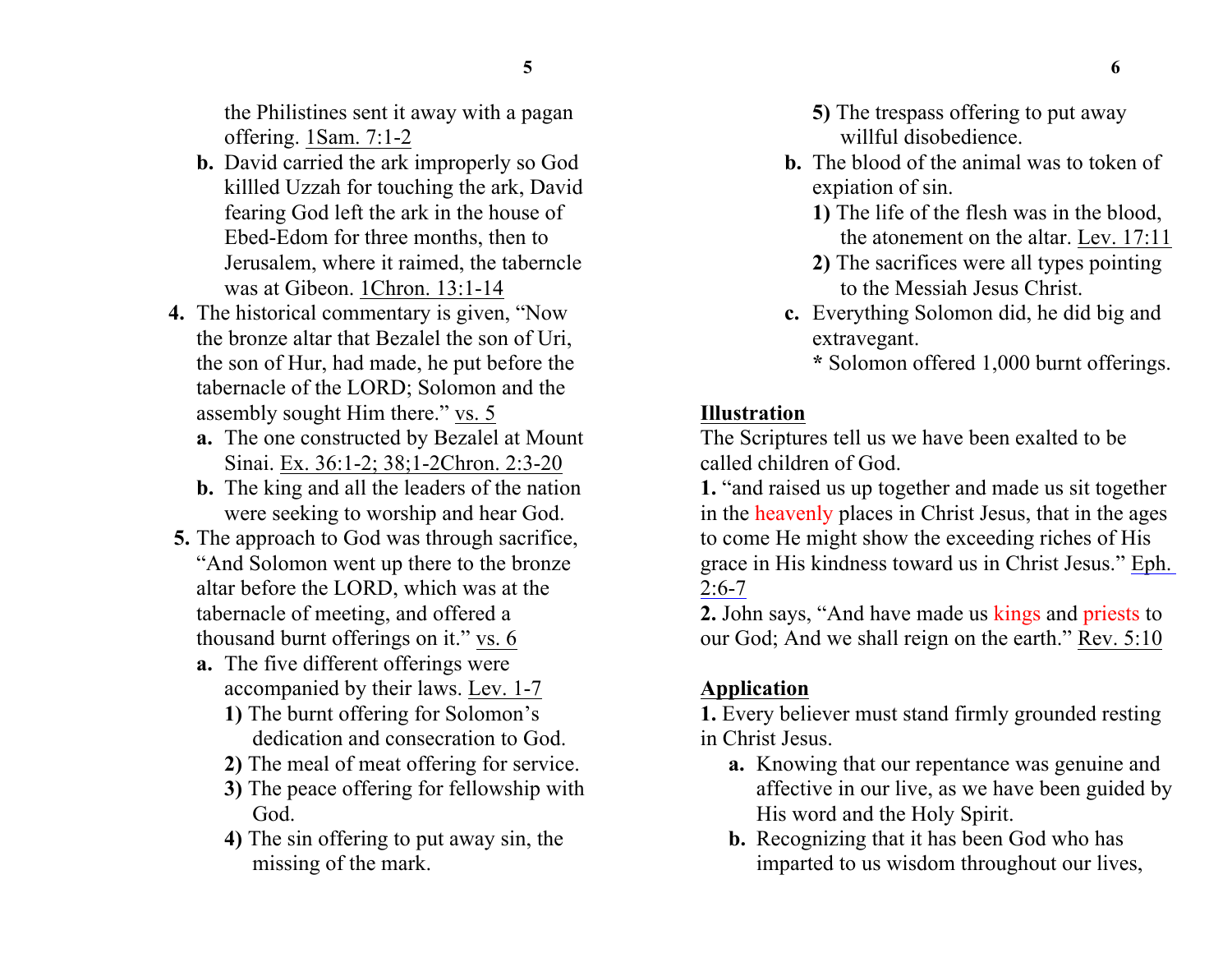the Philistines sent it away with a pagan offering. 1Sam. 7:1-2

**b.** David carried the ark improperly so God killled Uzzah for touching the ark, David fearing God left the ark in the house of Ebed-Edom for three months, then to Jerusalem, where it raimed, the taberncle was at Gibeon. 1Chron. 13:1-14

**4.** The historical commentary is given, "Now the bronze altar that Bezalel the son of Uri, the son of Hur, had made, he put before the tabernacle of the LORD; Solomon and the assembly sought Him there." vs. 5

**a.** The one constructed by Bezalel at Mount Sinai. Ex. 36:1-2; 38;1-2Chron. 2:3-20

**b.** The king and all the leaders of the nation were seeking to worship and hear God.

**5.** The approach to God was through sacrifice, "And Solomon went up there to the bronze altar before the LORD, which was at the tabernacle of meeting, and offered a thousand burnt offerings on it." vs. 6

**a.** The five different offerings were accompanied by their laws. Lev. 1-7

**1)** The burnt offering for Solomon's dedication and consecration to God.

**2)** The meal of meat offering for service.

**3)** The peace offering for fellowship with God.

**4)** The sin offering to put away sin, the missing of the mark.

**5)** The trespass offering to put away willful disobedience.

**b.** The blood of the animal was to token of expiation of sin.

**1)** The life of the flesh was in the blood, the atonement on the altar. Lev. 17:11

**2)** The sacrifices were all types pointing to the Messiah Jesus Christ.

**c.** Everything Solomon did, he did big and extravegant.

**\*** Solomon offered 1,000 burnt offerings.

**Illustration**

The Scriptures tell us we have been exalted to be called children of God.

**1.** "and raised us up together and made us sit together in the heavenly places in Christ Jesus, that in the ages to come He might show the exceeding riches of His grace in His kindness toward us in Christ Jesus." Eph. 2:6-7

**2.** John says, "And have made us kings and priests to our God; And we shall reign on the earth." Rev. 5:10

**Application**

**1.** Every believer must stand firmly grounded resting in Christ Jesus.

**a.** Knowing that our repentance was genuine and affective in our live, as we have been guided by His word and the Holy Spirit.

**b.** Recognizing that it has been God who has imparted to us wisdom throughout our lives,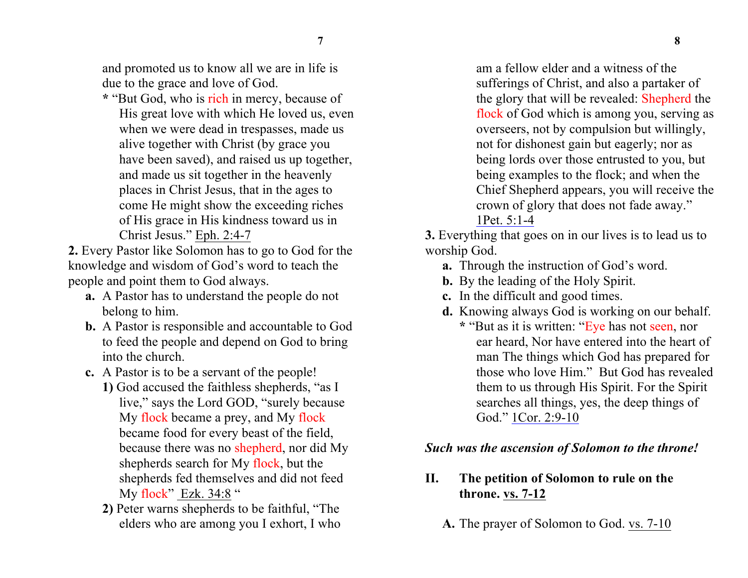and promoted us to know all we are in life is due to the grace and love of God.

* "But God, who is rich in mercy, because of His great love with which He loved us, even when we were dead in trespasses, made us alive together with Christ (by grace you have been saved), and raised us up together, and made us sit together in the heavenly places in Christ Jesus, that in the ages to come He might show the exceeding riches of His grace in His kindness toward us in Christ Jesus." Eph. 2:4-7

**2.** Every Pastor like Solomon has to go to God for the knowledge and wisdom of God's word to teach the people and point them to God always.

- **a.** A Pastor has to understand the people do not belong to him.
- **b.** A Pastor is responsible and accountable to God to feed the people and depend on God to bring into the church.
- **c.** A Pastor is to be a servant of the people!
  - **1)** God accused the faithless shepherds, "as I live," says the Lord GOD, "surely because My flock became a prey, and My flock became food for every beast of the field, because there was no shepherd, nor did My shepherds search for My flock, but the shepherds fed themselves and did not feed My flock" Ezk. 34:8 "
  - **2)** Peter warns shepherds to be faithful, "The elders who are among you I exhort, I who am a fellow elder and a witness of the sufferings of Christ, and also a partaker of the glory that will be revealed: Shepherd the flock of God which is among you, serving as overseers, not by compulsion but willingly, not for dishonest gain but eagerly; nor as being lords over those entrusted to you, but being examples to the flock; and when the Chief Shepherd appears, you will receive the crown of glory that does not fade away." 1Pet. 5:1-4

**3.** Everything that goes on in our lives is to lead us to worship God.

- **a.** Through the instruction of God's word.
- **b.** By the leading of the Holy Spirit.
- **c.** In the difficult and good times.
- **d.** Knowing always God is working on our behalf.
  * "But as it is written: "Eye has not seen, nor ear heard, Nor have entered into the heart of man The things which God has prepared for those who love Him." But God has revealed them to us through His Spirit. For the Spirit searches all things, yes, the deep things of God." 1Cor. 2:9-10

***Such was the ascension of Solomon to the throne!***

## II. The petition of Solomon to rule on the throne. vs. 7-12

**A.** The prayer of Solomon to God. vs. 7-10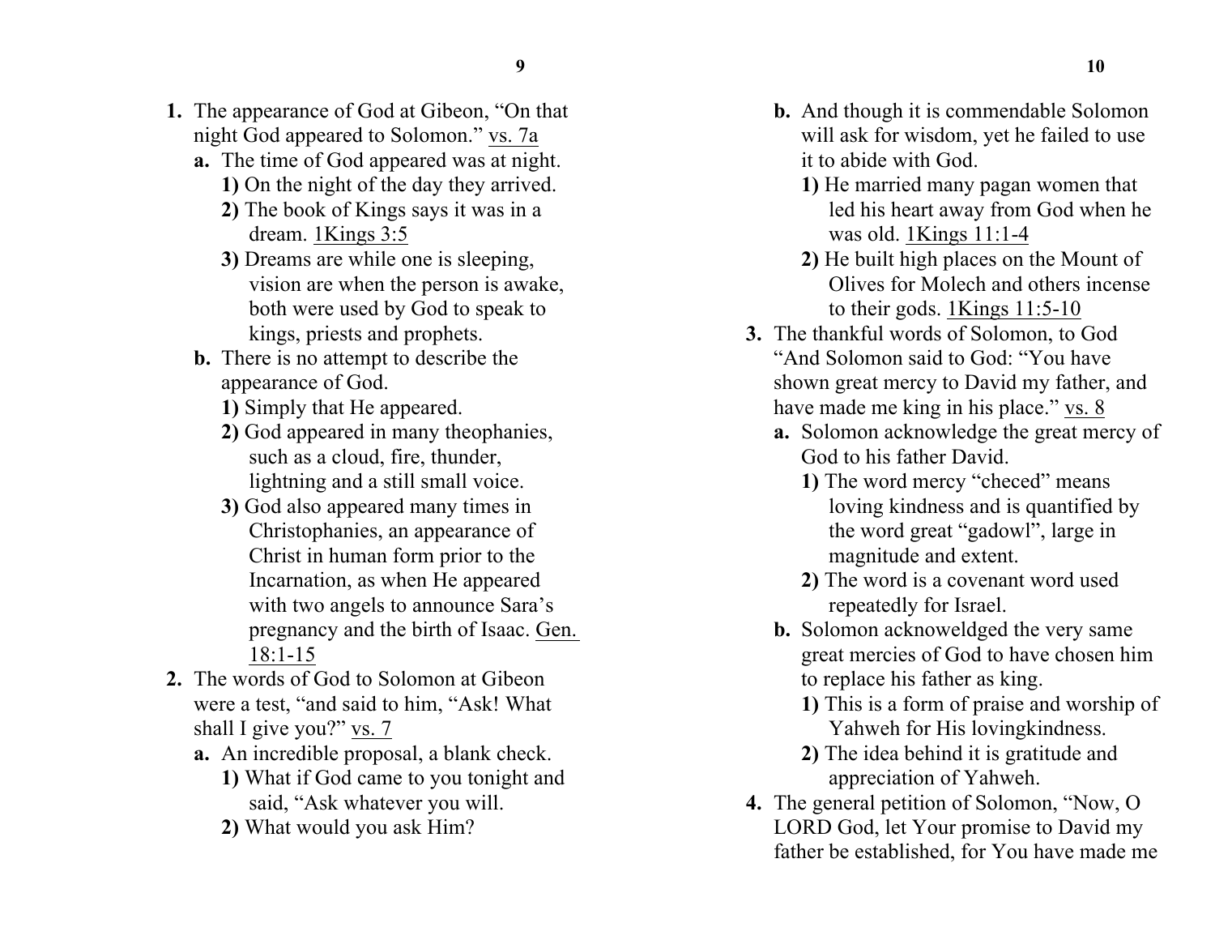**1.** The appearance of God at Gibeon, "On that night God appeared to Solomon." vs. 7a

- **a.** The time of God appeared was at night.
  - **1)** On the night of the day they arrived.
  - **2)** The book of Kings says it was in a dream. 1Kings 3:5
  - **3)** Dreams are while one is sleeping, vision are when the person is awake, both were used by God to speak to kings, priests and prophets.
- **b.** There is no attempt to describe the appearance of God.
  - **1)** Simply that He appeared.
  - **2)** God appeared in many theophanies, such as a cloud, fire, thunder, lightning and a still small voice.
  - **3)** God also appeared many times in Christophanies, an appearance of Christ in human form prior to the Incarnation, as when He appeared with two angels to announce Sara's pregnancy and the birth of Isaac. Gen. 18:1-15

**2.** The words of God to Solomon at Gibeon were a test, "and said to him, "Ask! What shall I give you?" vs. 7

- **a.** An incredible proposal, a blank check.
  - **1)** What if God came to you tonight and said, "Ask whatever you will.
  - **2)** What would you ask Him?
- **b.** And though it is commendable Solomon will ask for wisdom, yet he failed to use it to abide with God.
  - **1)** He married many pagan women that led his heart away from God when he was old. 1Kings 11:1-4
  - **2)** He built high places on the Mount of Olives for Molech and others incense to their gods. 1Kings 11:5-10

**3.** The thankful words of Solomon, to God "And Solomon said to God: "You have shown great mercy to David my father, and have made me king in his place." vs. 8

- **a.** Solomon acknowledge the great mercy of God to his father David.
  - **1)** The word mercy "checed" means loving kindness and is quantified by the word great "gadowl", large in magnitude and extent.
  - **2)** The word is a covenant word used repeatedly for Israel.
- **b.** Solomon acknoweldged the very same great mercies of God to have chosen him to replace his father as king.
  - **1)** This is a form of praise and worship of Yahweh for His lovingkindness.
  - **2)** The idea behind it is gratitude and appreciation of Yahweh.

**4.** The general petition of Solomon, "Now, O LORD God, let Your promise to David my father be established, for You have made me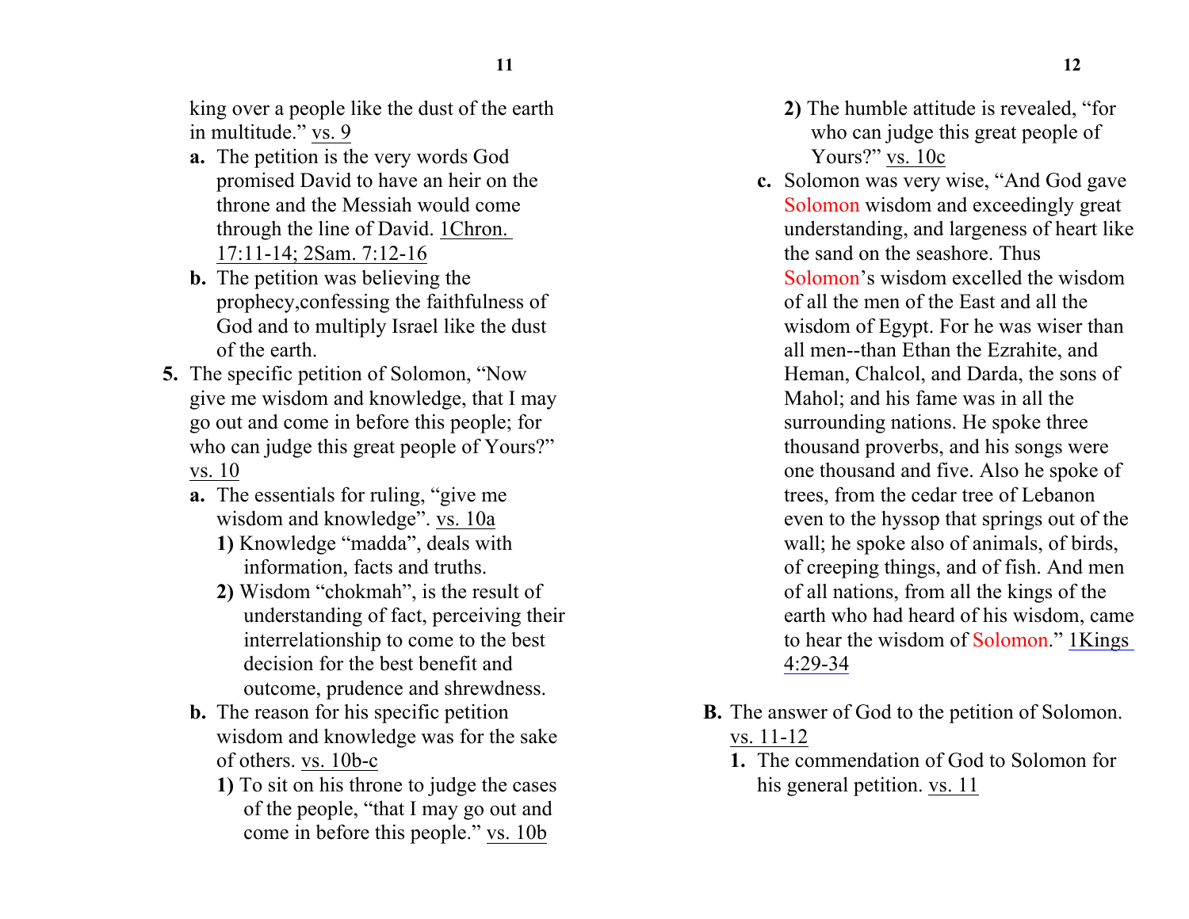king over a people like the dust of the earth in multitude." vs. 9

- **a.** The petition is the very words God promised David to have an heir on the throne and the Messiah would come through the line of David. 1Chron. 17:11-14; 2Sam. 7:12-16
- **b.** The petition was believing the prophecy,confessing the faithfulness of God and to multiply Israel like the dust of the earth.

**5.** The specific petition of Solomon, "Now give me wisdom and knowledge, that I may go out and come in before this people; for who can judge this great people of Yours?" vs. 10

- **a.** The essentials for ruling, "give me wisdom and knowledge". vs. 10a
  - **1)** Knowledge "madda", deals with information, facts and truths.
  - **2)** Wisdom "chokmah", is the result of understanding of fact, perceiving their interrelationship to come to the best decision for the best benefit and outcome, prudence and shrewdness.
- **b.** The reason for his specific petition wisdom and knowledge was for the sake of others. vs. 10b-c
  - **1)** To sit on his throne to judge the cases of the people, "that I may go out and come in before this people." vs. 10b
  - **2)** The humble attitude is revealed, "for who can judge this great people of Yours?" vs. 10c
- **c.** Solomon was very wise, "And God gave Solomon wisdom and exceedingly great understanding, and largeness of heart like the sand on the seashore. Thus Solomon's wisdom excelled the wisdom of all the men of the East and all the wisdom of Egypt. For he was wiser than all men--than Ethan the Ezrahite, and Heman, Chalcol, and Darda, the sons of Mahol; and his fame was in all the surrounding nations. He spoke three thousand proverbs, and his songs were one thousand and five. Also he spoke of trees, from the cedar tree of Lebanon even to the hyssop that springs out of the wall; he spoke also of animals, of birds, of creeping things, and of fish. And men of all nations, from all the kings of the earth who had heard of his wisdom, came to hear the wisdom of Solomon." 1Kings 4:29-34

**B.** The answer of God to the petition of Solomon. vs. 11-12

**1.** The commendation of God to Solomon for his general petition. vs. 11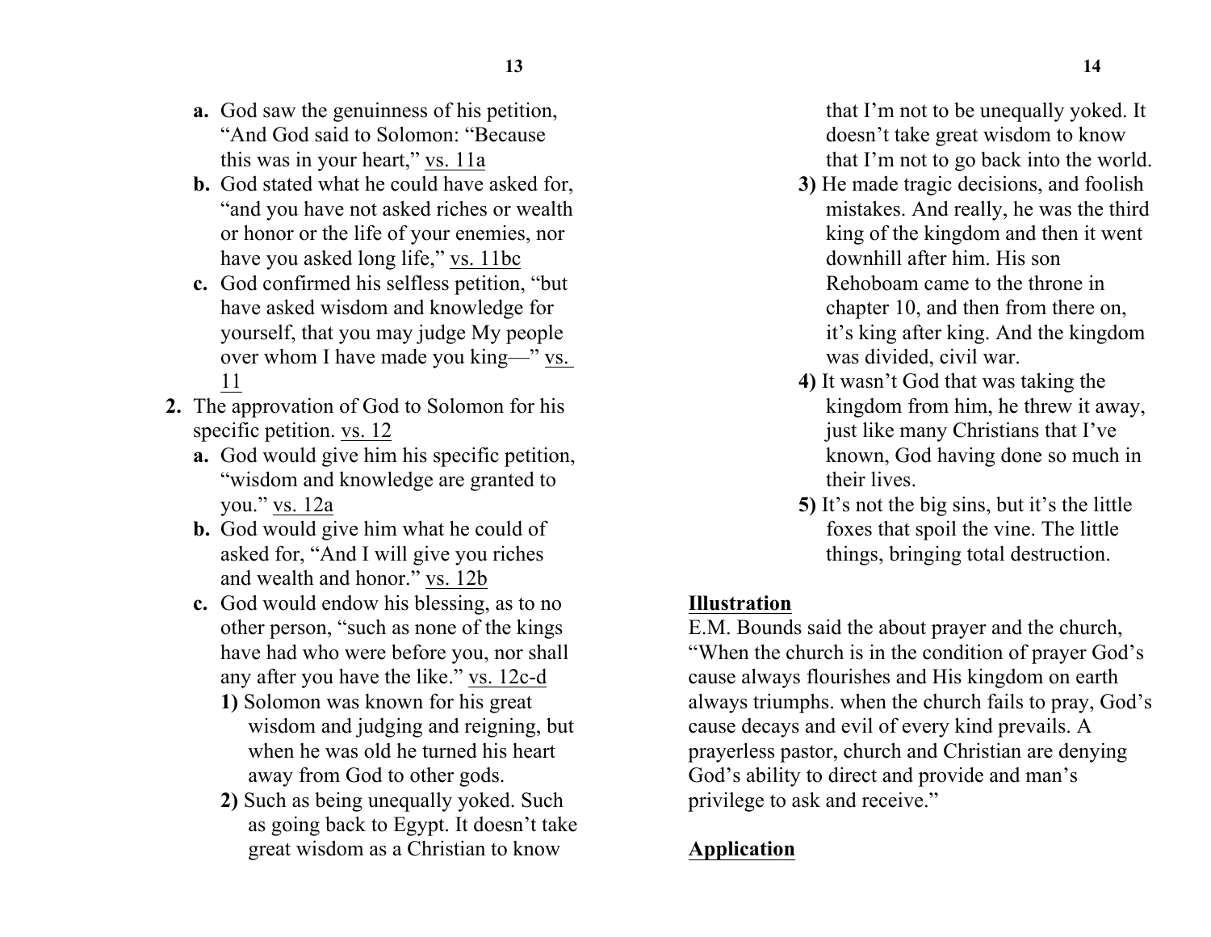**a.** God saw the genuinness of his petition, "And God said to Solomon: "Because this was in your heart," vs. 11a

**b.** God stated what he could have asked for, "and you have not asked riches or wealth or honor or the life of your enemies, nor have you asked long life," vs. 11bc

**c.** God confirmed his selfless petition, "but have asked wisdom and knowledge for yourself, that you may judge My people over whom I have made you king—" vs. 11

**2.** The approvation of God to Solomon for his specific petition. vs. 12

**a.** God would give him his specific petition, "wisdom and knowledge are granted to you." vs. 12a

**b.** God would give him what he could of asked for, "And I will give you riches and wealth and honor." vs. 12b

**c.** God would endow his blessing, as to no other person, "such as none of the kings have had who were before you, nor shall any after you have the like." vs. 12c-d

**1)** Solomon was known for his great wisdom and judging and reigning, but when he was old he turned his heart away from God to other gods.

**2)** Such as being unequally yoked. Such as going back to Egypt. It doesn't take great wisdom as a Christian to know that I'm not to be unequally yoked. It doesn't take great wisdom to know that I'm not to go back into the world.

**3)** He made tragic decisions, and foolish mistakes. And really, he was the third king of the kingdom and then it went downhill after him. His son Rehoboam came to the throne in chapter 10, and then from there on, it's king after king. And the kingdom was divided, civil war.

**4)** It wasn't God that was taking the kingdom from him, he threw it away, just like many Christians that I've known, God having done so much in their lives.

**5)** It's not the big sins, but it's the little foxes that spoil the vine. The little things, bringing total destruction.

**Illustration**

E.M. Bounds said the about prayer and the church, "When the church is in the condition of prayer God's cause always flourishes and His kingdom on earth always triumphs. when the church fails to pray, God's cause decays and evil of every kind prevails. A prayerless pastor, church and Christian are denying God's ability to direct and provide and man's privilege to ask and receive."

**Application**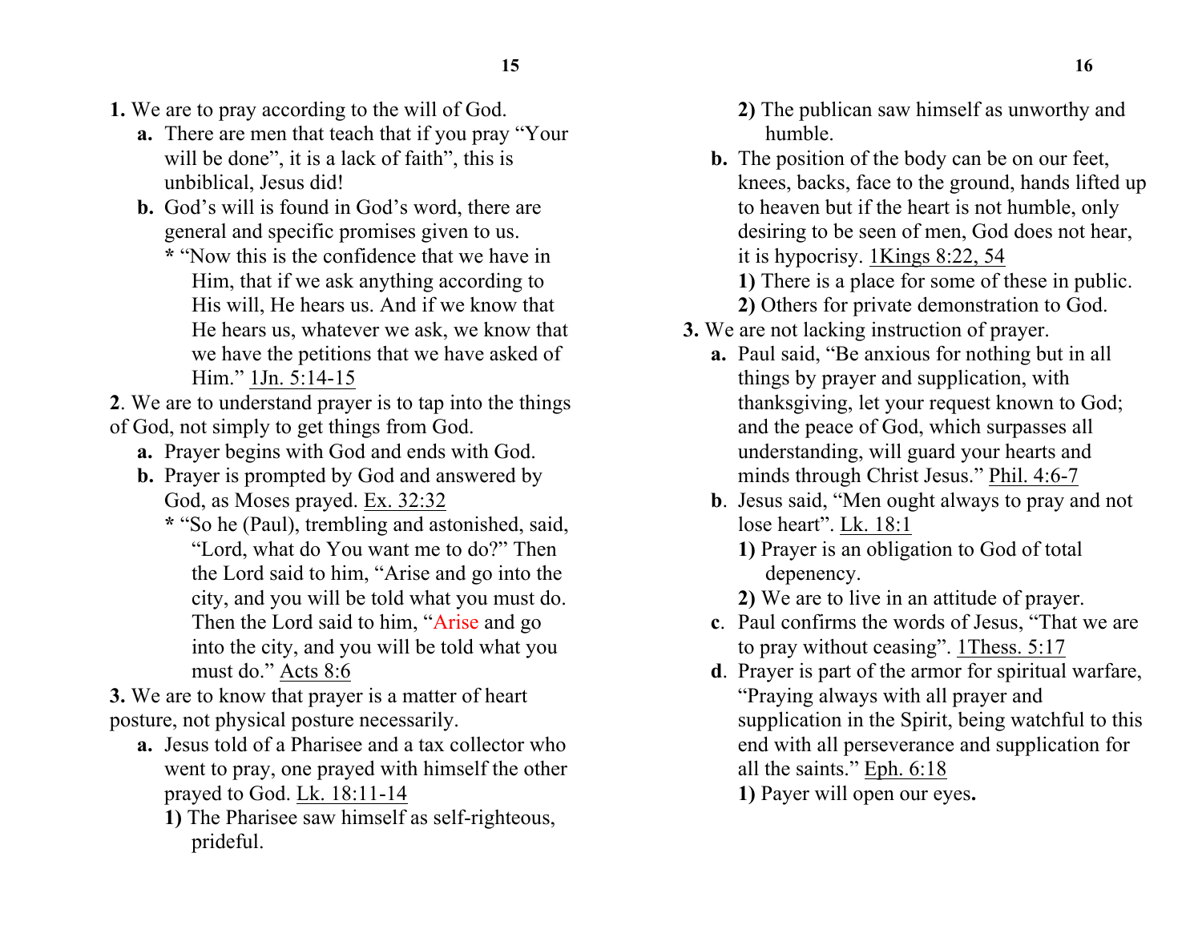**1.** We are to pray according to the will of God.

- **a.** There are men that teach that if you pray "Your will be done", it is a lack of faith", this is unbiblical, Jesus did!
- **b.** God's will is found in God's word, there are general and specific promises given to us.
  - * "Now this is the confidence that we have in Him, that if we ask anything according to His will, He hears us. And if we know that He hears us, whatever we ask, we know that we have the petitions that we have asked of Him." <u>1Jn. 5:14-15</u>

**2**. We are to understand prayer is to tap into the things of God, not simply to get things from God.

- **a.** Prayer begins with God and ends with God.
- **b.** Prayer is prompted by God and answered by God, as Moses prayed. <u>Ex. 32:32</u>
  - * "So he (Paul), trembling and astonished, said, "Lord, what do You want me to do?" Then the Lord said to him, "Arise and go into the city, and you will be told what you must do. Then the Lord said to him, "Arise and go into the city, and you will be told what you must do." <u>Acts 8:6</u>

**3.** We are to know that prayer is a matter of heart posture, not physical posture necessarily.

- **a.** Jesus told of a Pharisee and a tax collector who went to pray, one prayed with himself the other prayed to God. <u>Lk. 18:11-14</u>
  - **1)** The Pharisee saw himself as self-righteous, prideful.
  - **2)** The publican saw himself as unworthy and humble.
- **b.** The position of the body can be on our feet, knees, backs, face to the ground, hands lifted up to heaven but if the heart is not humble, only desiring to be seen of men, God does not hear, it is hypocrisy. <u>1Kings 8:22, 54</u>
  - **1)** There is a place for some of these in public.
  - **2)** Others for private demonstration to God.

**3.** We are not lacking instruction of prayer.

- **a.** Paul said, "Be anxious for nothing but in all things by prayer and supplication, with thanksgiving, let your request known to God; and the peace of God, which surpasses all understanding, will guard your hearts and minds through Christ Jesus." <u>Phil. 4:6-7</u>
- **b**. Jesus said, "Men ought always to pray and not lose heart". <u>Lk. 18:1</u>
  - **1)** Prayer is an obligation to God of total depenency.
  - **2)** We are to live in an attitude of prayer.
- **c**. Paul confirms the words of Jesus, "That we are to pray without ceasing". <u>1Thess. 5:17</u>
- **d**. Prayer is part of the armor for spiritual warfare, "Praying always with all prayer and supplication in the Spirit, being watchful to this end with all perseverance and supplication for all the saints." <u>Eph. 6:18</u>
  - **1)** Payer will open our eyes**.**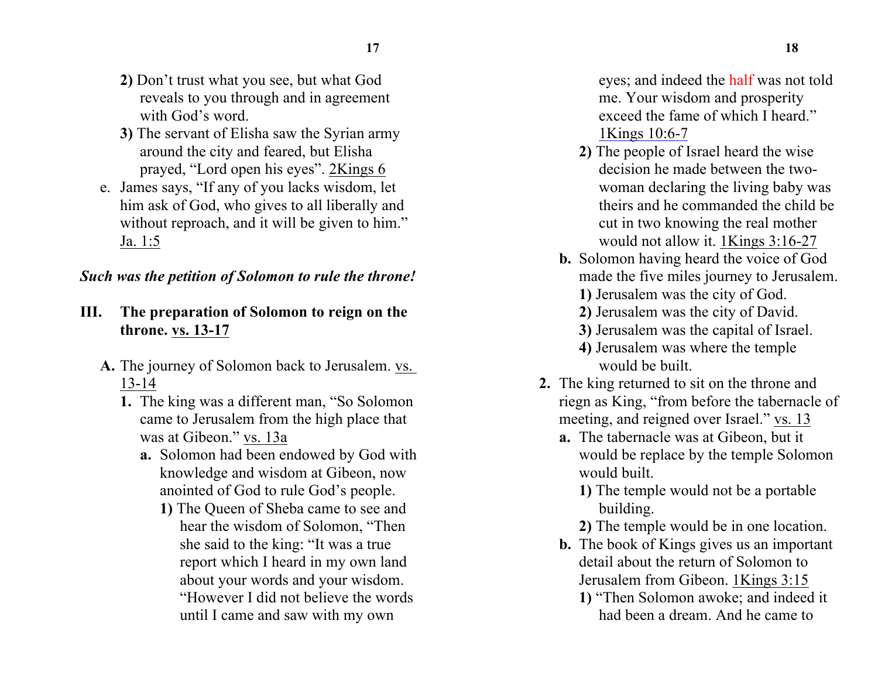**2)** Don't trust what you see, but what God reveals to you through and in agreement with God's word.

**3)** The servant of Elisha saw the Syrian army around the city and feared, but Elisha prayed, "Lord open his eyes". 2Kings 6

e. James says, "If any of you lacks wisdom, let him ask of God, who gives to all liberally and without reproach, and it will be given to him." Ja. 1:5

***Such was the petition of Solomon to rule the throne!***

## III. The preparation of Solomon to reign on the throne. vs. 13-17

**A.** The journey of Solomon back to Jerusalem. vs. 13-14

**1.** The king was a different man, "So Solomon came to Jerusalem from the high place that was at Gibeon." vs. 13a

**a.** Solomon had been endowed by God with knowledge and wisdom at Gibeon, now anointed of God to rule God's people.

**1)** The Queen of Sheba came to see and hear the wisdom of Solomon, "Then she said to the king: "It was a true report which I heard in my own land about your words and your wisdom. "However I did not believe the words until I came and saw with my own eyes; and indeed the half was not told me. Your wisdom and prosperity exceed the fame of which I heard." 1Kings 10:6-7

**2)** The people of Israel heard the wise decision he made between the two-woman declaring the living baby was theirs and he commanded the child be cut in two knowing the real mother would not allow it. 1Kings 3:16-27

**b.** Solomon having heard the voice of God made the five miles journey to Jerusalem.

**1)** Jerusalem was the city of God.

**2)** Jerusalem was the city of David.

**3)** Jerusalem was the capital of Israel.

**4)** Jerusalem was where the temple would be built.

**2.** The king returned to sit on the throne and riegn as King, "from before the tabernacle of meeting, and reigned over Israel." vs. 13

**a.** The tabernacle was at Gibeon, but it would be replace by the temple Solomon would built.

**1)** The temple would not be a portable building.

**2)** The temple would be in one location.

**b.** The book of Kings gives us an important detail about the return of Solomon to Jerusalem from Gibeon. 1Kings 3:15

**1)** "Then Solomon awoke; and indeed it had been a dream. And he came to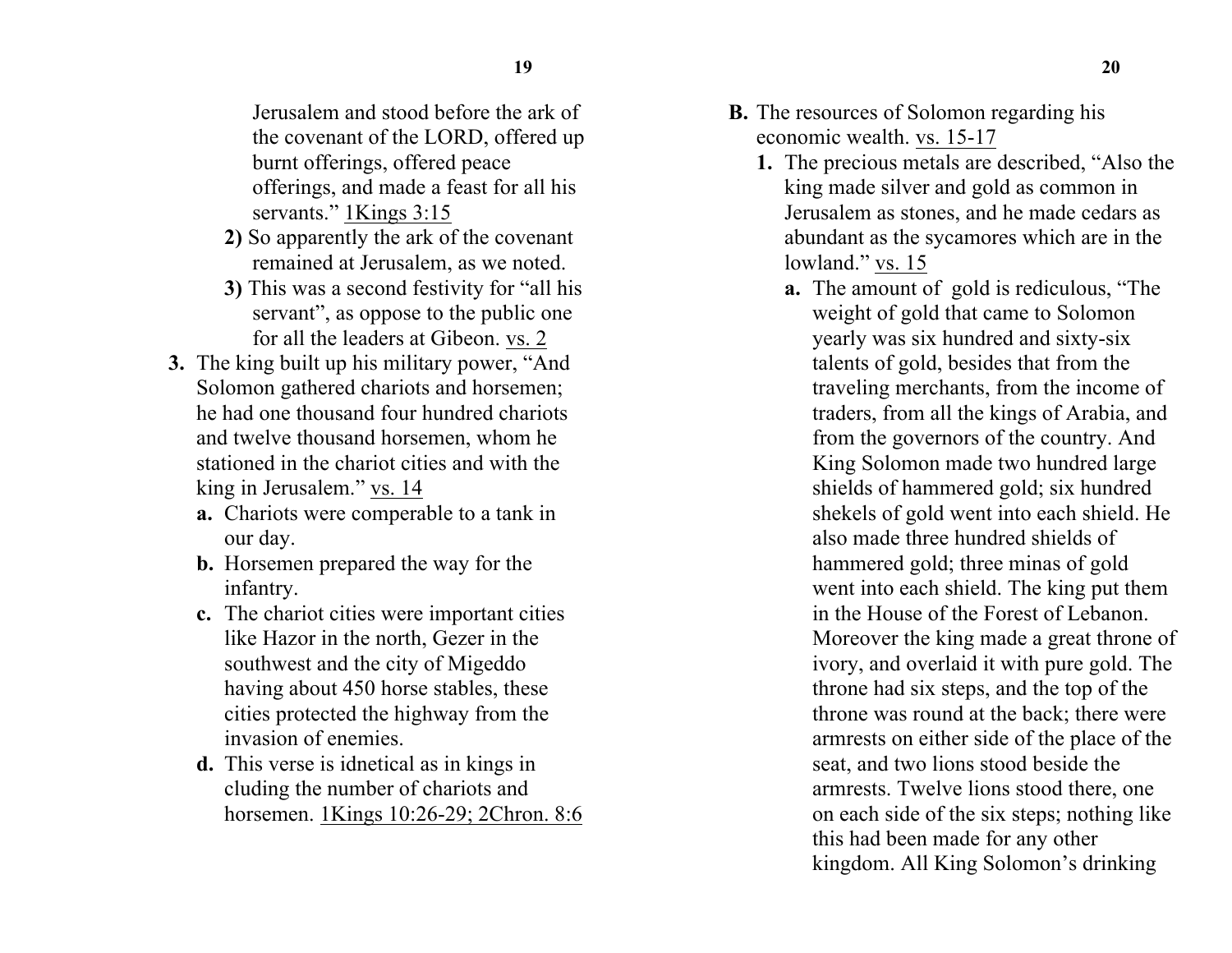Jerusalem and stood before the ark of the covenant of the LORD, offered up burnt offerings, offered peace offerings, and made a feast for all his servants." 1Kings 3:15

**2)** So apparently the ark of the covenant remained at Jerusalem, as we noted.

**3)** This was a second festivity for "all his servant", as oppose to the public one for all the leaders at Gibeon. vs. 2

**3.** The king built up his military power, "And Solomon gathered chariots and horsemen; he had one thousand four hundred chariots and twelve thousand horsemen, whom he stationed in the chariot cities and with the king in Jerusalem." vs. 14

**a.** Chariots were comperable to a tank in our day.

**b.** Horsemen prepared the way for the infantry.

**c.** The chariot cities were important cities like Hazor in the north, Gezer in the southwest and the city of Migeddo having about 450 horse stables, these cities protected the highway from the invasion of enemies.

**d.** This verse is idnetical as in kings in cluding the number of chariots and horsemen. 1Kings 10:26-29; 2Chron. 8:6

**B.** The resources of Solomon regarding his economic wealth. vs. 15-17

**1.** The precious metals are described, "Also the king made silver and gold as common in Jerusalem as stones, and he made cedars as abundant as the sycamores which are in the lowland." vs. 15

**a.** The amount of gold is rediculous, "The weight of gold that came to Solomon yearly was six hundred and sixty-six talents of gold, besides that from the traveling merchants, from the income of traders, from all the kings of Arabia, and from the governors of the country. And King Solomon made two hundred large shields of hammered gold; six hundred shekels of gold went into each shield. He also made three hundred shields of hammered gold; three minas of gold went into each shield. The king put them in the House of the Forest of Lebanon. Moreover the king made a great throne of ivory, and overlaid it with pure gold. The throne had six steps, and the top of the throne was round at the back; there were armrests on either side of the place of the seat, and two lions stood beside the armrests. Twelve lions stood there, one on each side of the six steps; nothing like this had been made for any other kingdom. All King Solomon's drinking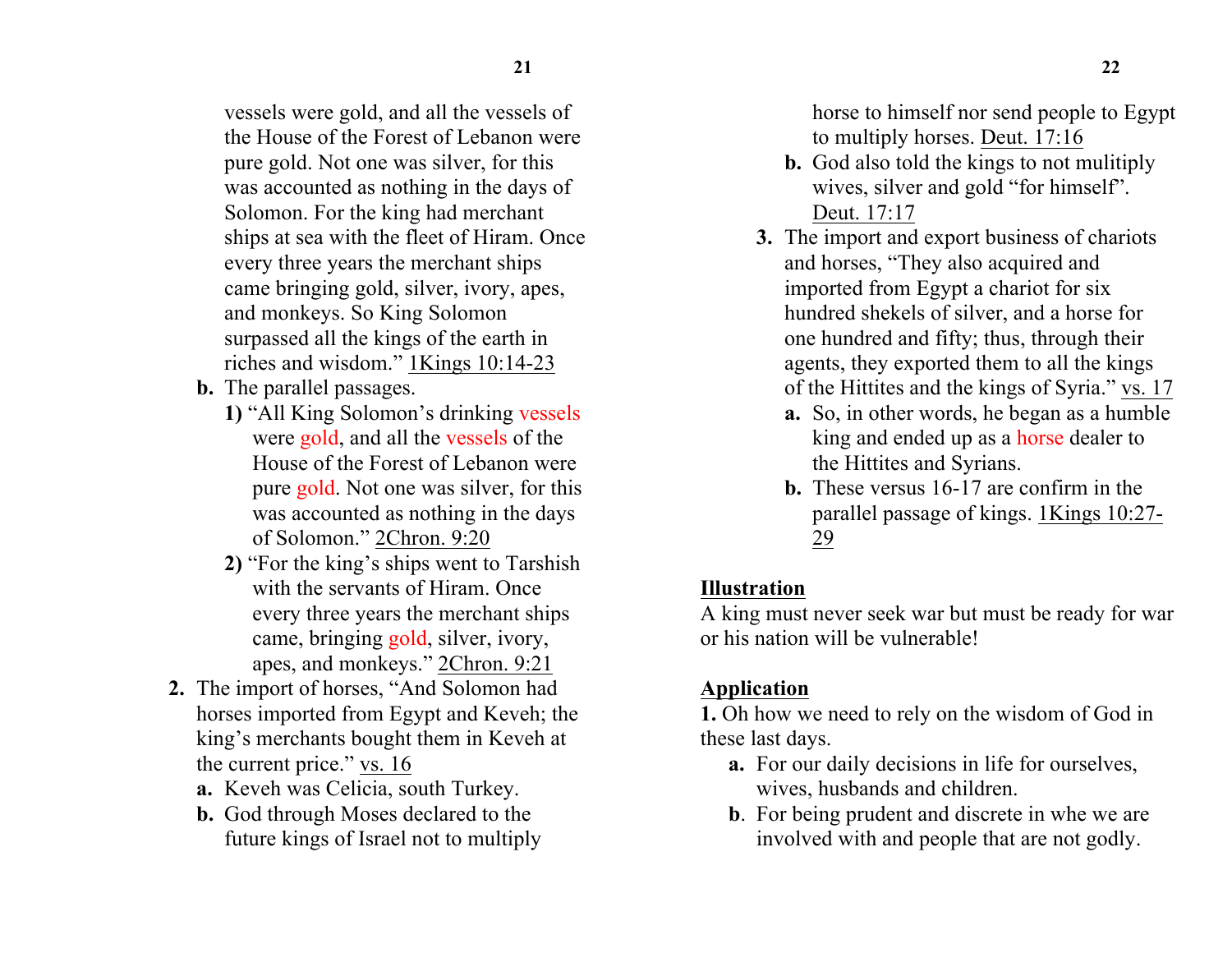vessels were gold, and all the vessels of the House of the Forest of Lebanon were pure gold. Not one was silver, for this was accounted as nothing in the days of Solomon. For the king had merchant ships at sea with the fleet of Hiram. Once every three years the merchant ships came bringing gold, silver, ivory, apes, and monkeys. So King Solomon surpassed all the kings of the earth in riches and wisdom." 1Kings 10:14-23

**b.** The parallel passages.

**1)** "All King Solomon's drinking vessels were gold, and all the vessels of the House of the Forest of Lebanon were pure gold. Not one was silver, for this was accounted as nothing in the days of Solomon." 2Chron. 9:20

**2)** "For the king's ships went to Tarshish with the servants of Hiram. Once every three years the merchant ships came, bringing gold, silver, ivory, apes, and monkeys." 2Chron. 9:21

**2.** The import of horses, "And Solomon had horses imported from Egypt and Keveh; the king's merchants bought them in Keveh at the current price." vs. 16

**a.** Keveh was Celicia, south Turkey.

**b.** God through Moses declared to the future kings of Israel not to multiply horse to himself nor send people to Egypt to multiply horses. Deut. 17:16

**b.** God also told the kings to not mulitiply wives, silver and gold "for himself". Deut. 17:17

**3.** The import and export business of chariots and horses, "They also acquired and imported from Egypt a chariot for six hundred shekels of silver, and a horse for one hundred and fifty; thus, through their agents, they exported them to all the kings of the Hittites and the kings of Syria." vs. 17

**a.** So, in other words, he began as a humble king and ended up as a horse dealer to the Hittites and Syrians.

**b.** These versus 16-17 are confirm in the parallel passage of kings. 1Kings 10:27-29

**Illustration**

A king must never seek war but must be ready for war or his nation will be vulnerable!

**Application**

**1.** Oh how we need to rely on the wisdom of God in these last days.

**a.** For our daily decisions in life for ourselves, wives, husbands and children.

**b**. For being prudent and discrete in whe we are involved with and people that are not godly.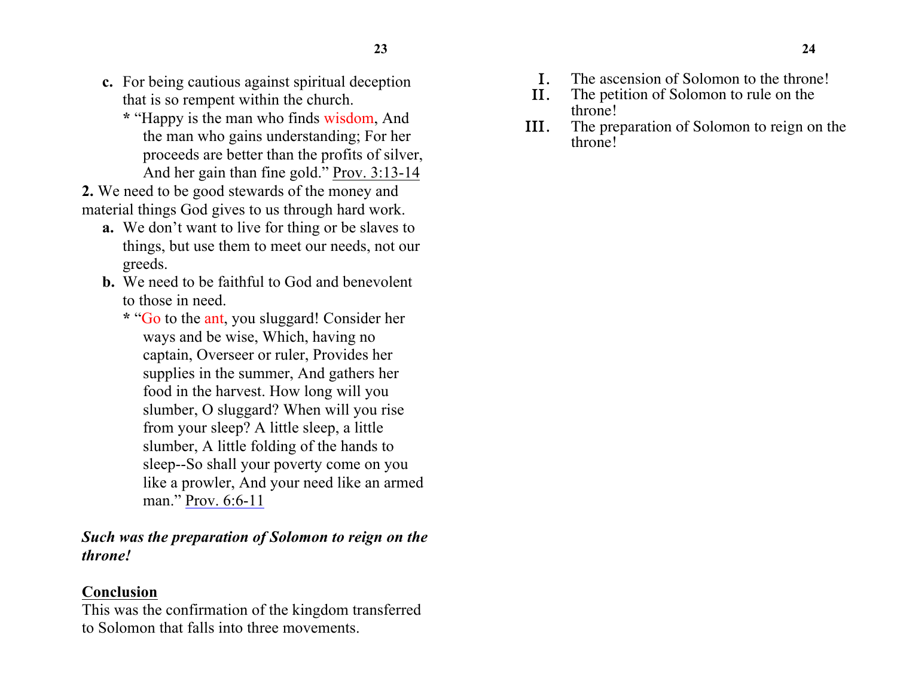- **c.** For being cautious against spiritual deception that is so rempent within the church.
  - **\*** "Happy is the man who finds wisdom, And the man who gains understanding; For her proceeds are better than the profits of silver, And her gain than fine gold." Prov. 3:13-14

**2.** We need to be good stewards of the money and material things God gives to us through hard work.

- **a.** We don't want to live for thing or be slaves to things, but use them to meet our needs, not our greeds.
- **b.** We need to be faithful to God and benevolent to those in need.
  - **\*** "Go to the ant, you sluggard! Consider her ways and be wise, Which, having no captain, Overseer or ruler, Provides her supplies in the summer, And gathers her food in the harvest. How long will you slumber, O sluggard? When will you rise from your sleep? A little sleep, a little slumber, A little folding of the hands to sleep--So shall your poverty come on you like a prowler, And your need like an armed man." Prov. 6:6-11

***Such was the preparation of Solomon to reign on the throne!***

## Conclusion

This was the confirmation of the kingdom transferred to Solomon that falls into three movements.

I. The ascension of Solomon to the throne!
II. The petition of Solomon to rule on the throne!
III. The preparation of Solomon to reign on the throne!